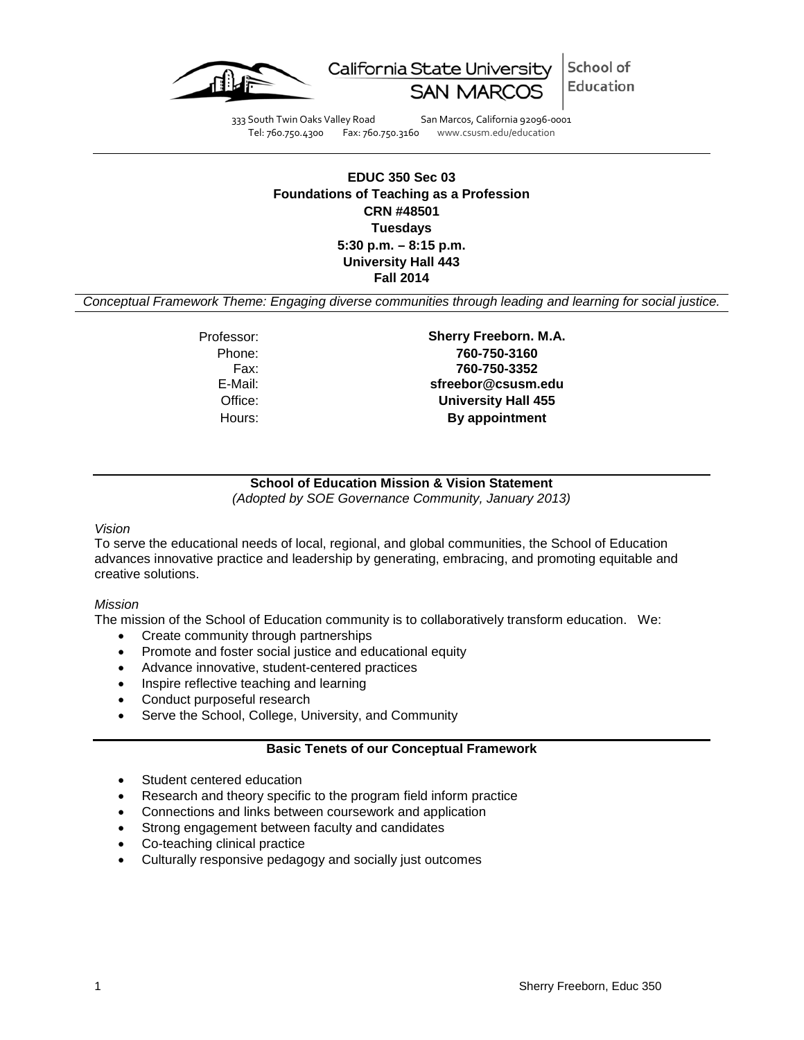California State University SAN MARCOS | School of Education

333 South Twin Oaks Valley Road San Marcos, California 92096-0001
Tel: 760.750.4300 Fax: 760.750.3160 www.csusm.edu/education

---

**EDUC 350 Sec 03**
**Foundations of Teaching as a Profession**
**CRN #48501**
**Tuesdays**
**5:30 p.m. – 8:15 p.m.**
**University Hall 443**
**Fall 2014**

*Conceptual Framework Theme: Engaging diverse communities through leading and learning for social justice.*

| | |
|---|---|
| Professor: | **Sherry Freeborn. M.A.** |
| Phone: | **760-750-3160** |
| Fax: | **760-750-3352** |
| E-Mail: | **sfreebor@csusm.edu** |
| Office: | **University Hall 455** |
| Hours: | **By appointment** |

## School of Education Mission & Vision Statement

*(Adopted by SOE Governance Community, January 2013)*

*Vision*

To serve the educational needs of local, regional, and global communities, the School of Education advances innovative practice and leadership by generating, embracing, and promoting equitable and creative solutions.

*Mission*

The mission of the School of Education community is to collaboratively transform education. We:

- Create community through partnerships
- Promote and foster social justice and educational equity
- Advance innovative, student-centered practices
- Inspire reflective teaching and learning
- Conduct purposeful research
- Serve the School, College, University, and Community

## Basic Tenets of our Conceptual Framework

- Student centered education
- Research and theory specific to the program field inform practice
- Connections and links between coursework and application
- Strong engagement between faculty and candidates
- Co-teaching clinical practice
- Culturally responsive pedagogy and socially just outcomes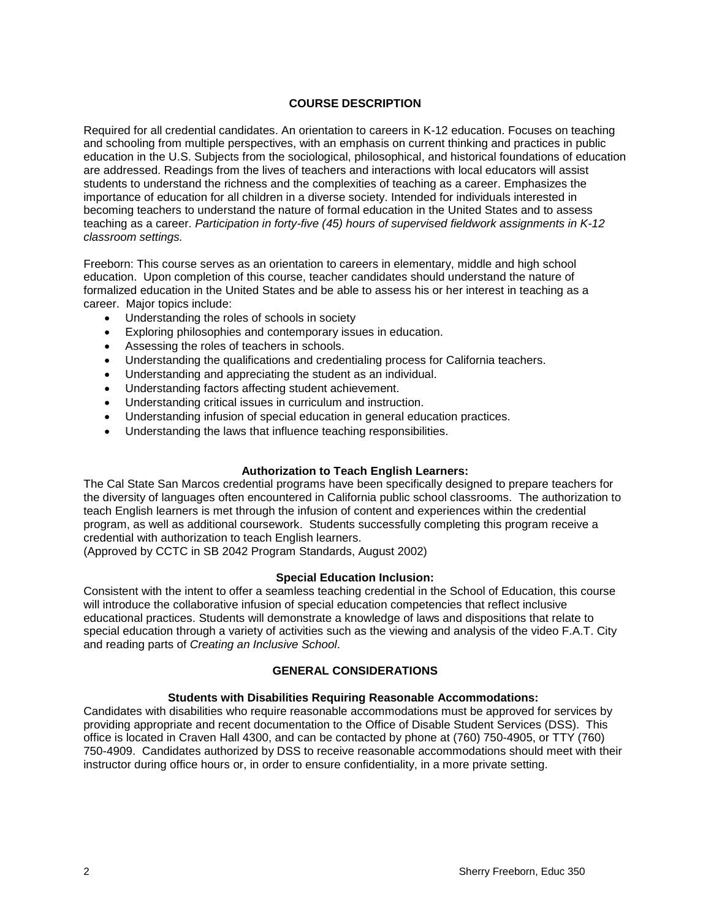## COURSE DESCRIPTION

Required for all credential candidates. An orientation to careers in K-12 education. Focuses on teaching and schooling from multiple perspectives, with an emphasis on current thinking and practices in public education in the U.S. Subjects from the sociological, philosophical, and historical foundations of education are addressed. Readings from the lives of teachers and interactions with local educators will assist students to understand the richness and the complexities of teaching as a career. Emphasizes the importance of education for all children in a diverse society. Intended for individuals interested in becoming teachers to understand the nature of formal education in the United States and to assess teaching as a career. *Participation in forty-five (45) hours of supervised fieldwork assignments in K-12 classroom settings.*

Freeborn: This course serves as an orientation to careers in elementary, middle and high school education. Upon completion of this course, teacher candidates should understand the nature of formalized education in the United States and be able to assess his or her interest in teaching as a career. Major topics include:

- Understanding the roles of schools in society
- Exploring philosophies and contemporary issues in education.
- Assessing the roles of teachers in schools.
- Understanding the qualifications and credentialing process for California teachers.
- Understanding and appreciating the student as an individual.
- Understanding factors affecting student achievement.
- Understanding critical issues in curriculum and instruction.
- Understanding infusion of special education in general education practices.
- Understanding the laws that influence teaching responsibilities.

### Authorization to Teach English Learners:

The Cal State San Marcos credential programs have been specifically designed to prepare teachers for the diversity of languages often encountered in California public school classrooms. The authorization to teach English learners is met through the infusion of content and experiences within the credential program, as well as additional coursework. Students successfully completing this program receive a credential with authorization to teach English learners.
(Approved by CCTC in SB 2042 Program Standards, August 2002)

### Special Education Inclusion:

Consistent with the intent to offer a seamless teaching credential in the School of Education, this course will introduce the collaborative infusion of special education competencies that reflect inclusive educational practices. Students will demonstrate a knowledge of laws and dispositions that relate to special education through a variety of activities such as the viewing and analysis of the video F.A.T. City and reading parts of *Creating an Inclusive School*.

## GENERAL CONSIDERATIONS

### Students with Disabilities Requiring Reasonable Accommodations:

Candidates with disabilities who require reasonable accommodations must be approved for services by providing appropriate and recent documentation to the Office of Disable Student Services (DSS). This office is located in Craven Hall 4300, and can be contacted by phone at (760) 750-4905, or TTY (760) 750-4909. Candidates authorized by DSS to receive reasonable accommodations should meet with their instructor during office hours or, in order to ensure confidentiality, in a more private setting.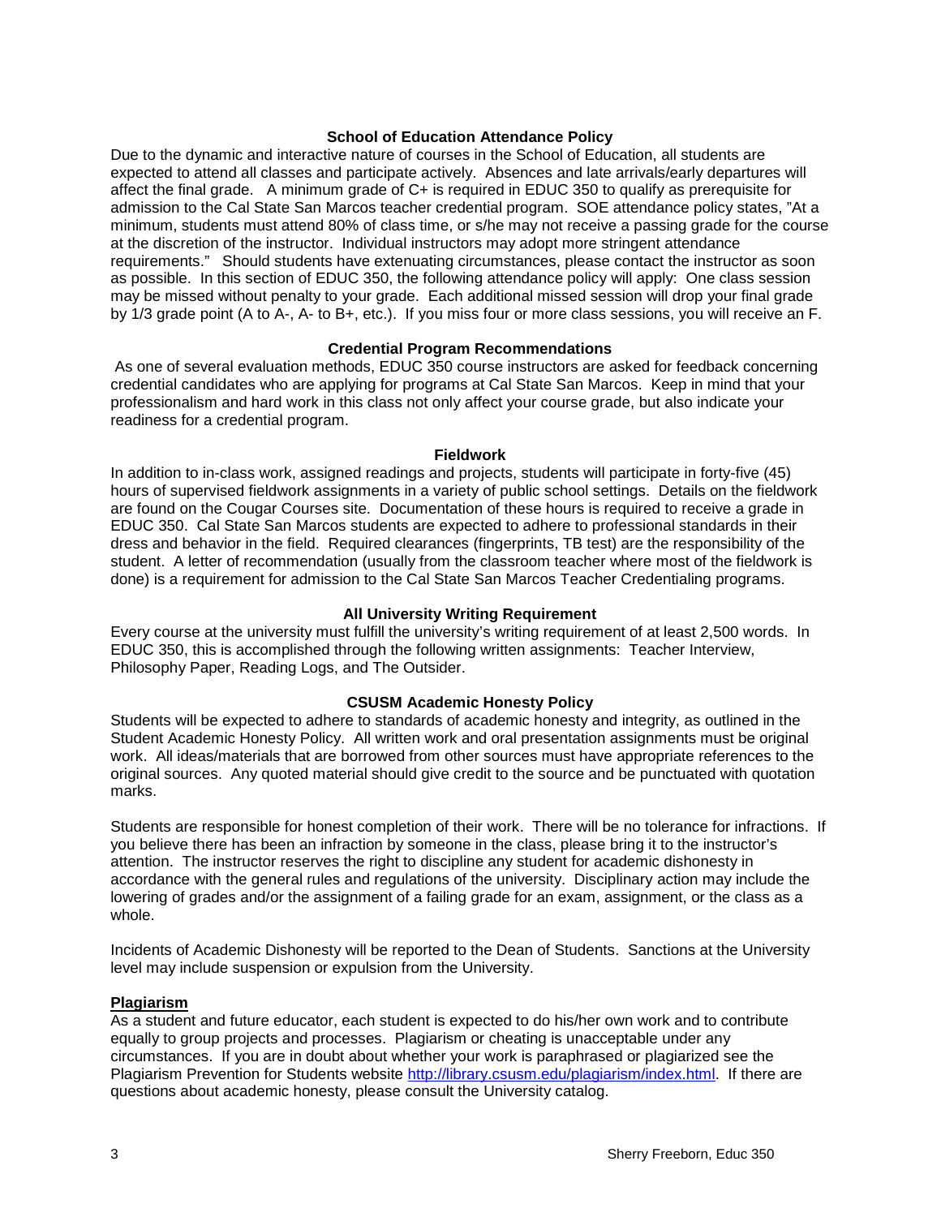### School of Education Attendance Policy

Due to the dynamic and interactive nature of courses in the School of Education, all students are expected to attend all classes and participate actively. Absences and late arrivals/early departures will affect the final grade. A minimum grade of C+ is required in EDUC 350 to qualify as prerequisite for admission to the Cal State San Marcos teacher credential program. SOE attendance policy states, "At a minimum, students must attend 80% of class time, or s/he may not receive a passing grade for the course at the discretion of the instructor. Individual instructors may adopt more stringent attendance requirements." Should students have extenuating circumstances, please contact the instructor as soon as possible. In this section of EDUC 350, the following attendance policy will apply: One class session may be missed without penalty to your grade. Each additional missed session will drop your final grade by 1/3 grade point (A to A-, A- to B+, etc.). If you miss four or more class sessions, you will receive an F.

### Credential Program Recommendations

As one of several evaluation methods, EDUC 350 course instructors are asked for feedback concerning credential candidates who are applying for programs at Cal State San Marcos. Keep in mind that your professionalism and hard work in this class not only affect your course grade, but also indicate your readiness for a credential program.

### Fieldwork

In addition to in-class work, assigned readings and projects, students will participate in forty-five (45) hours of supervised fieldwork assignments in a variety of public school settings. Details on the fieldwork are found on the Cougar Courses site. Documentation of these hours is required to receive a grade in EDUC 350. Cal State San Marcos students are expected to adhere to professional standards in their dress and behavior in the field. Required clearances (fingerprints, TB test) are the responsibility of the student. A letter of recommendation (usually from the classroom teacher where most of the fieldwork is done) is a requirement for admission to the Cal State San Marcos Teacher Credentialing programs.

### All University Writing Requirement

Every course at the university must fulfill the university's writing requirement of at least 2,500 words. In EDUC 350, this is accomplished through the following written assignments: Teacher Interview, Philosophy Paper, Reading Logs, and The Outsider.

### CSUSM Academic Honesty Policy

Students will be expected to adhere to standards of academic honesty and integrity, as outlined in the Student Academic Honesty Policy. All written work and oral presentation assignments must be original work. All ideas/materials that are borrowed from other sources must have appropriate references to the original sources. Any quoted material should give credit to the source and be punctuated with quotation marks.

Students are responsible for honest completion of their work. There will be no tolerance for infractions. If you believe there has been an infraction by someone in the class, please bring it to the instructor's attention. The instructor reserves the right to discipline any student for academic dishonesty in accordance with the general rules and regulations of the university. Disciplinary action may include the lowering of grades and/or the assignment of a failing grade for an exam, assignment, or the class as a whole.

Incidents of Academic Dishonesty will be reported to the Dean of Students. Sanctions at the University level may include suspension or expulsion from the University.

#### Plagiarism

As a student and future educator, each student is expected to do his/her own work and to contribute equally to group projects and processes. Plagiarism or cheating is unacceptable under any circumstances. If you are in doubt about whether your work is paraphrased or plagiarized see the Plagiarism Prevention for Students website http://library.csusm.edu/plagiarism/index.html. If there are questions about academic honesty, please consult the University catalog.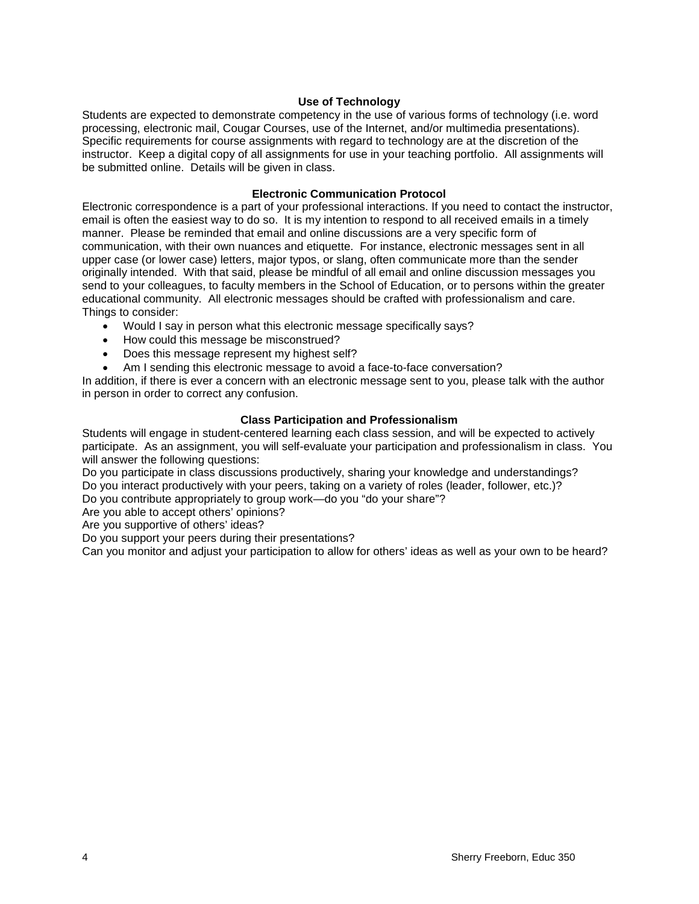### Use of Technology

Students are expected to demonstrate competency in the use of various forms of technology (i.e. word processing, electronic mail, Cougar Courses, use of the Internet, and/or multimedia presentations). Specific requirements for course assignments with regard to technology are at the discretion of the instructor. Keep a digital copy of all assignments for use in your teaching portfolio. All assignments will be submitted online. Details will be given in class.

### Electronic Communication Protocol

Electronic correspondence is a part of your professional interactions. If you need to contact the instructor, email is often the easiest way to do so. It is my intention to respond to all received emails in a timely manner. Please be reminded that email and online discussions are a very specific form of communication, with their own nuances and etiquette. For instance, electronic messages sent in all upper case (or lower case) letters, major typos, or slang, often communicate more than the sender originally intended. With that said, please be mindful of all email and online discussion messages you send to your colleagues, to faculty members in the School of Education, or to persons within the greater educational community. All electronic messages should be crafted with professionalism and care. Things to consider:

- Would I say in person what this electronic message specifically says?
- How could this message be misconstrued?
- Does this message represent my highest self?
- Am I sending this electronic message to avoid a face-to-face conversation?

In addition, if there is ever a concern with an electronic message sent to you, please talk with the author in person in order to correct any confusion.

### Class Participation and Professionalism

Students will engage in student-centered learning each class session, and will be expected to actively participate. As an assignment, you will self-evaluate your participation and professionalism in class. You will answer the following questions:

Do you participate in class discussions productively, sharing your knowledge and understandings?
Do you interact productively with your peers, taking on a variety of roles (leader, follower, etc.)?
Do you contribute appropriately to group work—do you "do your share"?
Are you able to accept others' opinions?
Are you supportive of others' ideas?
Do you support your peers during their presentations?
Can you monitor and adjust your participation to allow for others' ideas as well as your own to be heard?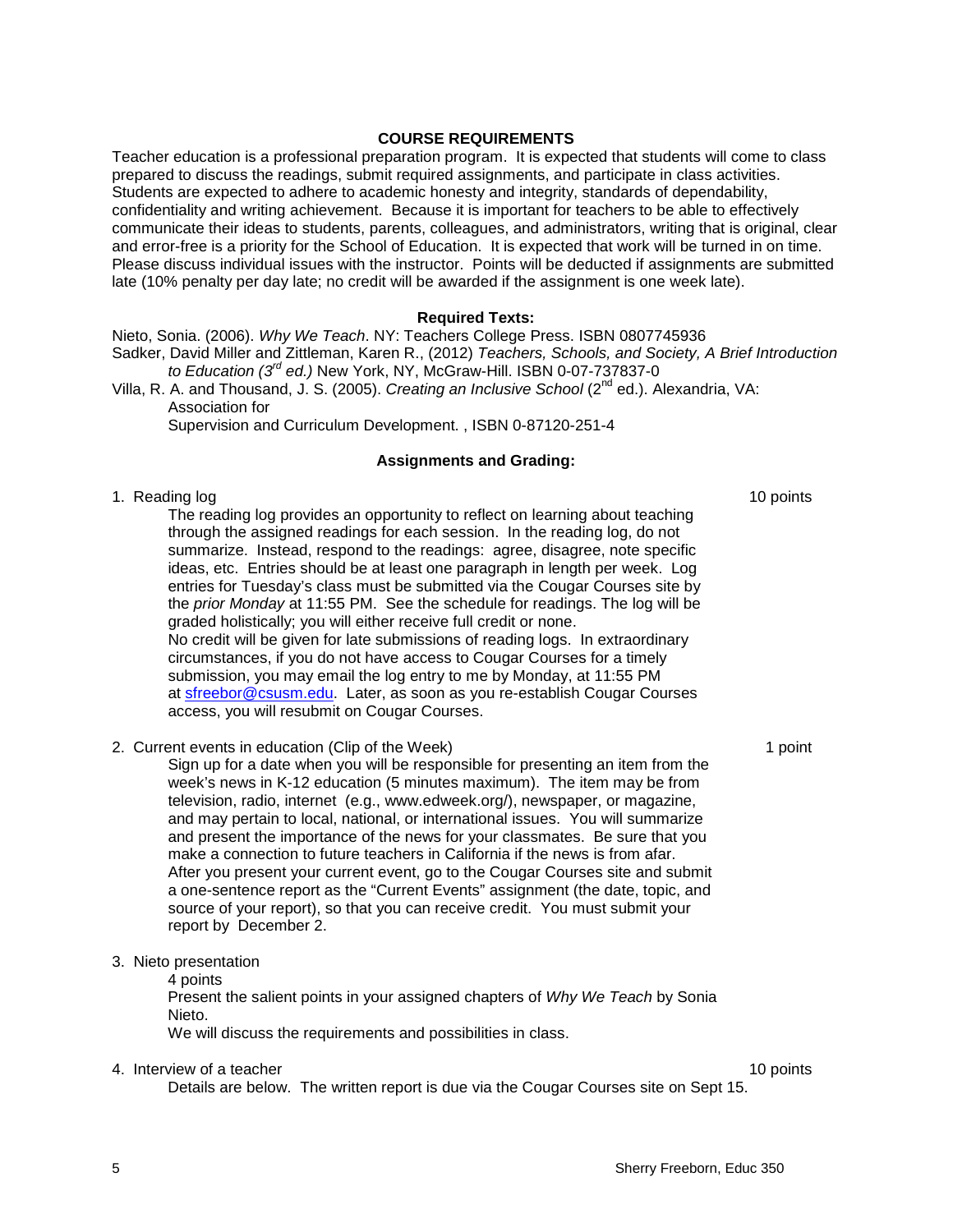## COURSE REQUIREMENTS

Teacher education is a professional preparation program. It is expected that students will come to class prepared to discuss the readings, submit required assignments, and participate in class activities. Students are expected to adhere to academic honesty and integrity, standards of dependability, confidentiality and writing achievement. Because it is important for teachers to be able to effectively communicate their ideas to students, parents, colleagues, and administrators, writing that is original, clear and error-free is a priority for the School of Education. It is expected that work will be turned in on time. Please discuss individual issues with the instructor. Points will be deducted if assignments are submitted late (10% penalty per day late; no credit will be awarded if the assignment is one week late).

### Required Texts:

Nieto, Sonia. (2006). *Why We Teach*. NY: Teachers College Press. ISBN 0807745936

Sadker, David Miller and Zittleman, Karen R., (2012) *Teachers, Schools, and Society, A Brief Introduction to Education (3rd ed.)* New York, NY, McGraw-Hill. ISBN 0-07-737837-0

Villa, R. A. and Thousand, J. S. (2005). *Creating an Inclusive School* (2nd ed.). Alexandria, VA: Association for Supervision and Curriculum Development. , ISBN 0-87120-251-4

### Assignments and Grading:

1. Reading log — 10 points

   The reading log provides an opportunity to reflect on learning about teaching through the assigned readings for each session. In the reading log, do not summarize. Instead, respond to the readings: agree, disagree, note specific ideas, etc. Entries should be at least one paragraph in length per week. Log entries for Tuesday's class must be submitted via the Cougar Courses site by the *prior Monday* at 11:55 PM. See the schedule for readings. The log will be graded holistically; you will either receive full credit or none.
   No credit will be given for late submissions of reading logs. In extraordinary circumstances, if you do not have access to Cougar Courses for a timely submission, you may email the log entry to me by Monday, at 11:55 PM at sfreebor@csusm.edu. Later, as soon as you re-establish Cougar Courses access, you will resubmit on Cougar Courses.

2. Current events in education (Clip of the Week) — 1 point

   Sign up for a date when you will be responsible for presenting an item from the week's news in K-12 education (5 minutes maximum). The item may be from television, radio, internet (e.g., www.edweek.org/), newspaper, or magazine, and may pertain to local, national, or international issues. You will summarize and present the importance of the news for your classmates. Be sure that you make a connection to future teachers in California if the news is from afar. After you present your current event, go to the Cougar Courses site and submit a one-sentence report as the "Current Events" assignment (the date, topic, and source of your report), so that you can receive credit. You must submit your report by December 2.

3. Nieto presentation

   4 points

   Present the salient points in your assigned chapters of *Why We Teach* by Sonia Nieto.
   We will discuss the requirements and possibilities in class.

4. Interview of a teacher — 10 points

   Details are below. The written report is due via the Cougar Courses site on Sept 15.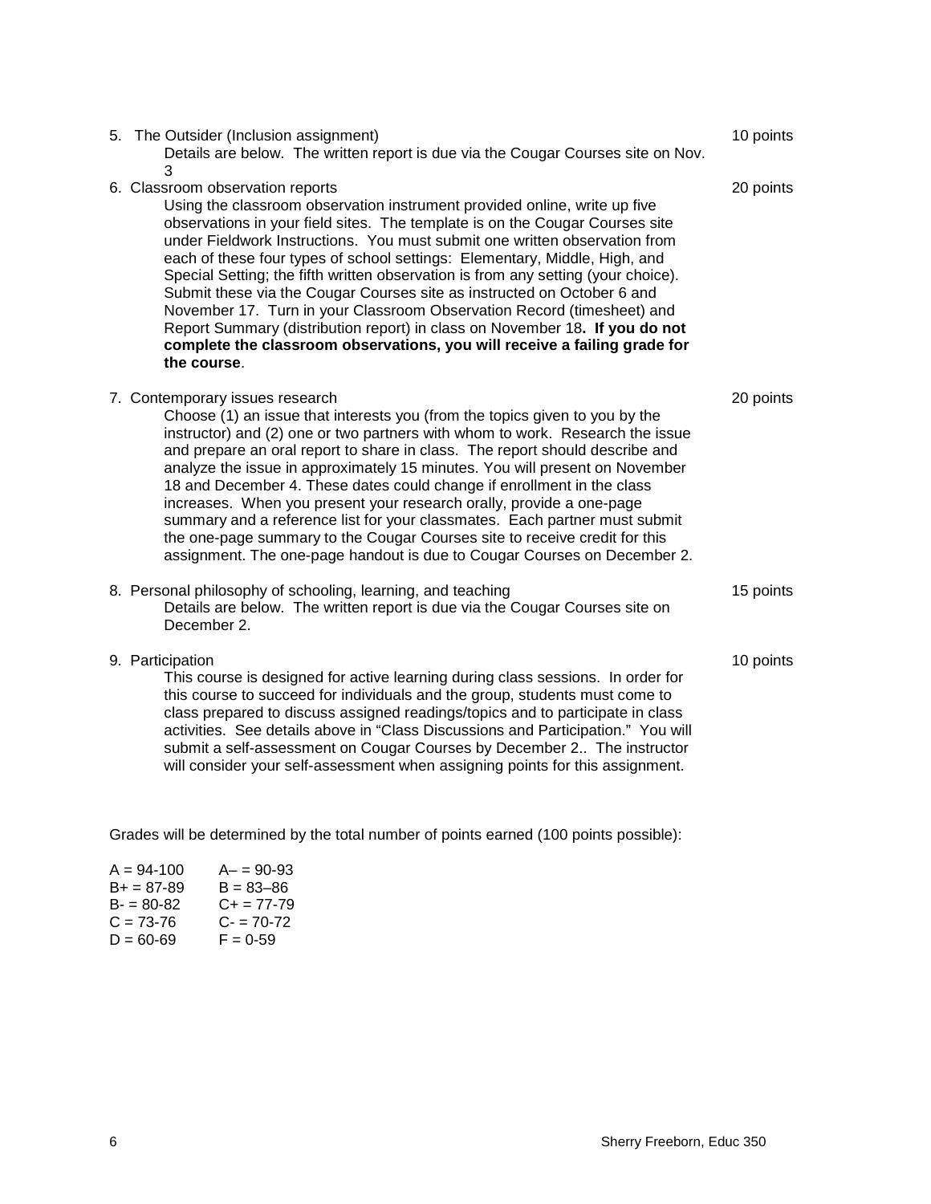5. The Outsider (Inclusion assignment) — 10 points

   Details are below. The written report is due via the Cougar Courses site on Nov. 3

6. Classroom observation reports — 20 points

   Using the classroom observation instrument provided online, write up five observations in your field sites. The template is on the Cougar Courses site under Fieldwork Instructions. You must submit one written observation from each of these four types of school settings: Elementary, Middle, High, and Special Setting; the fifth written observation is from any setting (your choice). Submit these via the Cougar Courses site as instructed on October 6 and November 17. Turn in your Classroom Observation Record (timesheet) and Report Summary (distribution report) in class on November 18**. If you do not complete the classroom observations, you will receive a failing grade for the course**.

7. Contemporary issues research — 20 points

   Choose (1) an issue that interests you (from the topics given to you by the instructor) and (2) one or two partners with whom to work. Research the issue and prepare an oral report to share in class. The report should describe and analyze the issue in approximately 15 minutes. You will present on November 18 and December 4. These dates could change if enrollment in the class increases. When you present your research orally, provide a one-page summary and a reference list for your classmates. Each partner must submit the one-page summary to the Cougar Courses site to receive credit for this assignment. The one-page handout is due to Cougar Courses on December 2.

8. Personal philosophy of schooling, learning, and teaching — 15 points

   Details are below. The written report is due via the Cougar Courses site on December 2.

9. Participation — 10 points

   This course is designed for active learning during class sessions. In order for this course to succeed for individuals and the group, students must come to class prepared to discuss assigned readings/topics and to participate in class activities. See details above in "Class Discussions and Participation." You will submit a self-assessment on Cougar Courses by December 2.. The instructor will consider your self-assessment when assigning points for this assignment.

Grades will be determined by the total number of points earned (100 points possible):

| | |
|---|---|
| A = 94-100 | A– = 90-93 |
| B+ = 87-89 | B = 83–86 |
| B- = 80-82 | C+ = 77-79 |
| C = 73-76 | C- = 70-72 |
| D = 60-69 | F = 0-59 |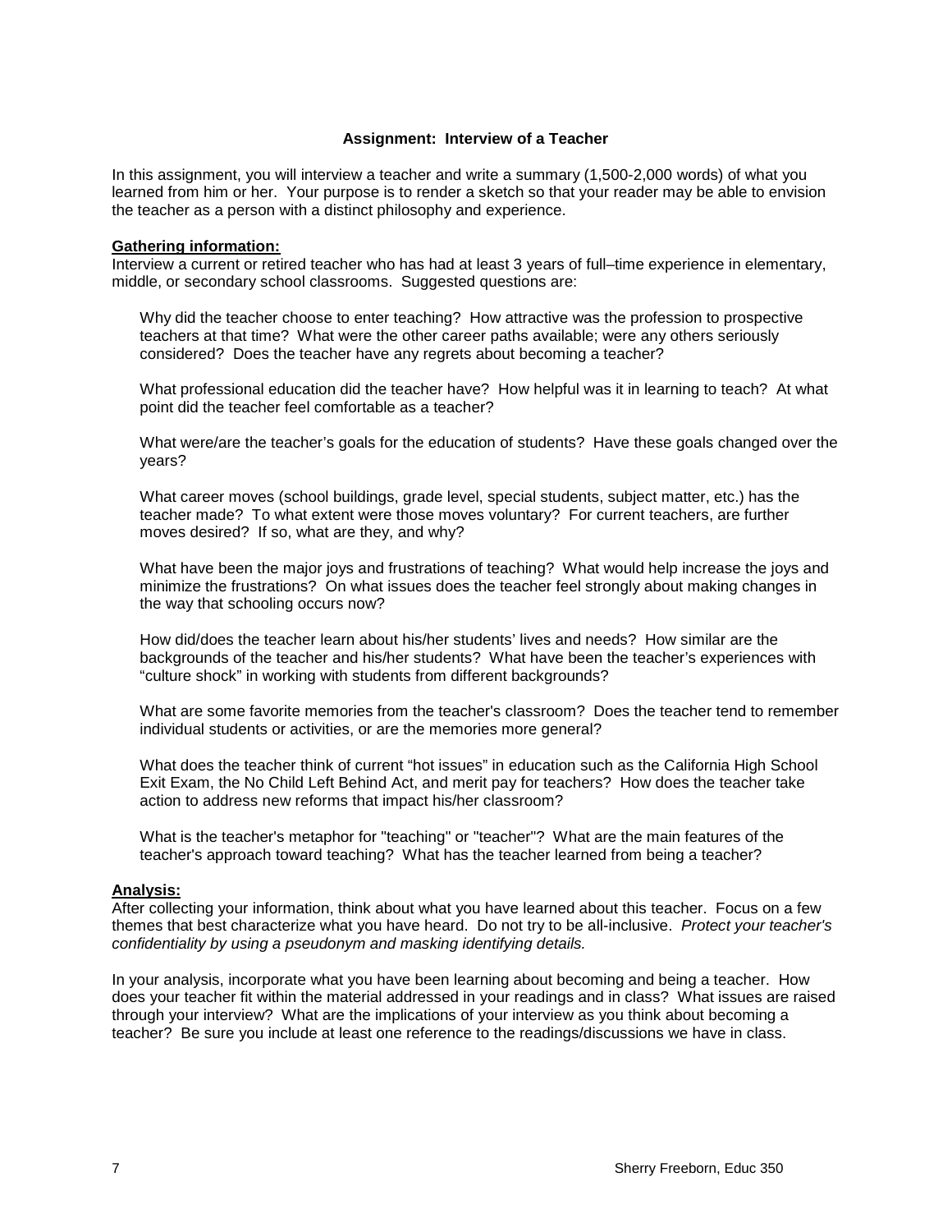## Assignment: Interview of a Teacher

In this assignment, you will interview a teacher and write a summary (1,500-2,000 words) of what you learned from him or her. Your purpose is to render a sketch so that your reader may be able to envision the teacher as a person with a distinct philosophy and experience.

**Gathering information:**

Interview a current or retired teacher who has had at least 3 years of full–time experience in elementary, middle, or secondary school classrooms. Suggested questions are:

Why did the teacher choose to enter teaching? How attractive was the profession to prospective teachers at that time? What were the other career paths available; were any others seriously considered? Does the teacher have any regrets about becoming a teacher?

What professional education did the teacher have? How helpful was it in learning to teach? At what point did the teacher feel comfortable as a teacher?

What were/are the teacher's goals for the education of students? Have these goals changed over the years?

What career moves (school buildings, grade level, special students, subject matter, etc.) has the teacher made? To what extent were those moves voluntary? For current teachers, are further moves desired? If so, what are they, and why?

What have been the major joys and frustrations of teaching? What would help increase the joys and minimize the frustrations? On what issues does the teacher feel strongly about making changes in the way that schooling occurs now?

How did/does the teacher learn about his/her students' lives and needs? How similar are the backgrounds of the teacher and his/her students? What have been the teacher's experiences with "culture shock" in working with students from different backgrounds?

What are some favorite memories from the teacher's classroom? Does the teacher tend to remember individual students or activities, or are the memories more general?

What does the teacher think of current "hot issues" in education such as the California High School Exit Exam, the No Child Left Behind Act, and merit pay for teachers? How does the teacher take action to address new reforms that impact his/her classroom?

What is the teacher's metaphor for "teaching" or "teacher"? What are the main features of the teacher's approach toward teaching? What has the teacher learned from being a teacher?

**Analysis:**

After collecting your information, think about what you have learned about this teacher. Focus on a few themes that best characterize what you have heard. Do not try to be all-inclusive. *Protect your teacher's confidentiality by using a pseudonym and masking identifying details.*

In your analysis, incorporate what you have been learning about becoming and being a teacher. How does your teacher fit within the material addressed in your readings and in class? What issues are raised through your interview? What are the implications of your interview as you think about becoming a teacher? Be sure you include at least one reference to the readings/discussions we have in class.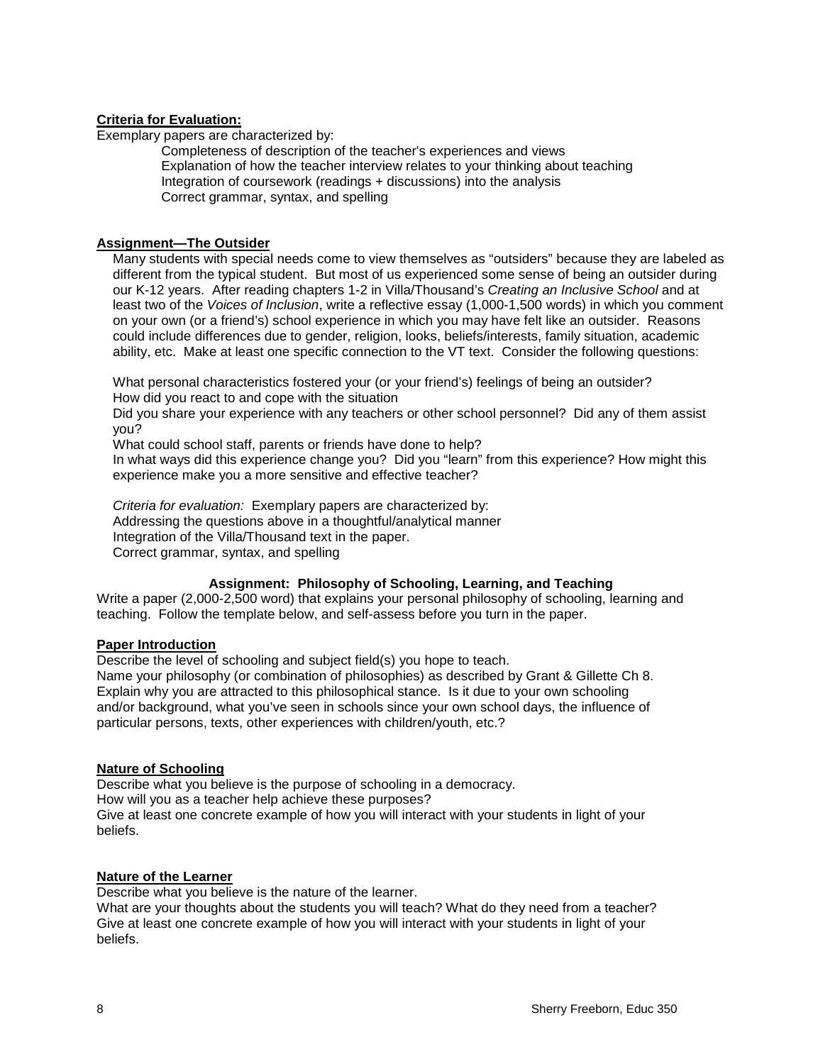**Criteria for Evaluation:**

Exemplary papers are characterized by:

Completeness of description of the teacher's experiences and views
Explanation of how the teacher interview relates to your thinking about teaching
Integration of coursework (readings + discussions) into the analysis
Correct grammar, syntax, and spelling

**Assignment—The Outsider**

Many students with special needs come to view themselves as "outsiders" because they are labeled as different from the typical student. But most of us experienced some sense of being an outsider during our K-12 years. After reading chapters 1-2 in Villa/Thousand's *Creating an Inclusive School* and at least two of the *Voices of Inclusion*, write a reflective essay (1,000-1,500 words) in which you comment on your own (or a friend's) school experience in which you may have felt like an outsider. Reasons could include differences due to gender, religion, looks, beliefs/interests, family situation, academic ability, etc. Make at least one specific connection to the VT text. Consider the following questions:

What personal characteristics fostered your (or your friend's) feelings of being an outsider?
How did you react to and cope with the situation
Did you share your experience with any teachers or other school personnel? Did any of them assist you?
What could school staff, parents or friends have done to help?
In what ways did this experience change you? Did you "learn" from this experience? How might this experience make you a more sensitive and effective teacher?

*Criteria for evaluation:* Exemplary papers are characterized by:
Addressing the questions above in a thoughtful/analytical manner
Integration of the Villa/Thousand text in the paper.
Correct grammar, syntax, and spelling

**Assignment: Philosophy of Schooling, Learning, and Teaching**

Write a paper (2,000-2,500 word) that explains your personal philosophy of schooling, learning and teaching. Follow the template below, and self-assess before you turn in the paper.

**Paper Introduction**

Describe the level of schooling and subject field(s) you hope to teach.
Name your philosophy (or combination of philosophies) as described by Grant & Gillette Ch 8.
Explain why you are attracted to this philosophical stance. Is it due to your own schooling and/or background, what you've seen in schools since your own school days, the influence of particular persons, texts, other experiences with children/youth, etc.?

**Nature of Schooling**

Describe what you believe is the purpose of schooling in a democracy.
How will you as a teacher help achieve these purposes?
Give at least one concrete example of how you will interact with your students in light of your beliefs.

**Nature of the Learner**

Describe what you believe is the nature of the learner.
What are your thoughts about the students you will teach? What do they need from a teacher?
Give at least one concrete example of how you will interact with your students in light of your beliefs.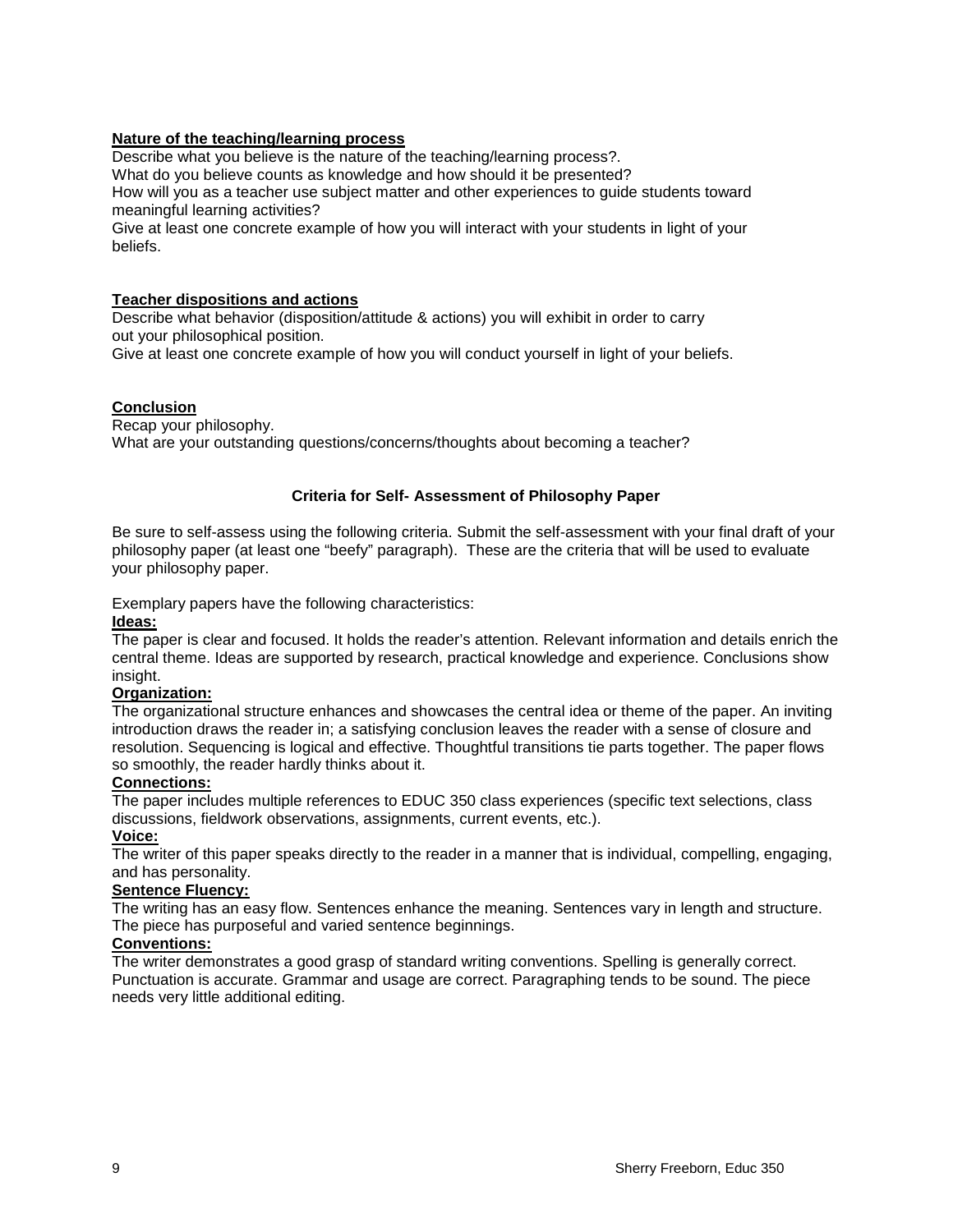**Nature of the teaching/learning process**

Describe what you believe is the nature of the teaching/learning process?.
What do you believe counts as knowledge and how should it be presented?
How will you as a teacher use subject matter and other experiences to guide students toward meaningful learning activities?
Give at least one concrete example of how you will interact with your students in light of your beliefs.

**Teacher dispositions and actions**

Describe what behavior (disposition/attitude & actions) you will exhibit in order to carry out your philosophical position.
Give at least one concrete example of how you will conduct yourself in light of your beliefs.

**Conclusion**

Recap your philosophy.
What are your outstanding questions/concerns/thoughts about becoming a teacher?

### Criteria for Self- Assessment of Philosophy Paper

Be sure to self-assess using the following criteria. Submit the self-assessment with your final draft of your philosophy paper (at least one "beefy" paragraph). These are the criteria that will be used to evaluate your philosophy paper.

Exemplary papers have the following characteristics:

**Ideas:**
The paper is clear and focused. It holds the reader's attention. Relevant information and details enrich the central theme. Ideas are supported by research, practical knowledge and experience. Conclusions show insight.

**Organization:**
The organizational structure enhances and showcases the central idea or theme of the paper. An inviting introduction draws the reader in; a satisfying conclusion leaves the reader with a sense of closure and resolution. Sequencing is logical and effective. Thoughtful transitions tie parts together. The paper flows so smoothly, the reader hardly thinks about it.

**Connections:**
The paper includes multiple references to EDUC 350 class experiences (specific text selections, class discussions, fieldwork observations, assignments, current events, etc.).

**Voice:**
The writer of this paper speaks directly to the reader in a manner that is individual, compelling, engaging, and has personality.

**Sentence Fluency:**
The writing has an easy flow. Sentences enhance the meaning. Sentences vary in length and structure. The piece has purposeful and varied sentence beginnings.

**Conventions:**
The writer demonstrates a good grasp of standard writing conventions. Spelling is generally correct. Punctuation is accurate. Grammar and usage are correct. Paragraphing tends to be sound. The piece needs very little additional editing.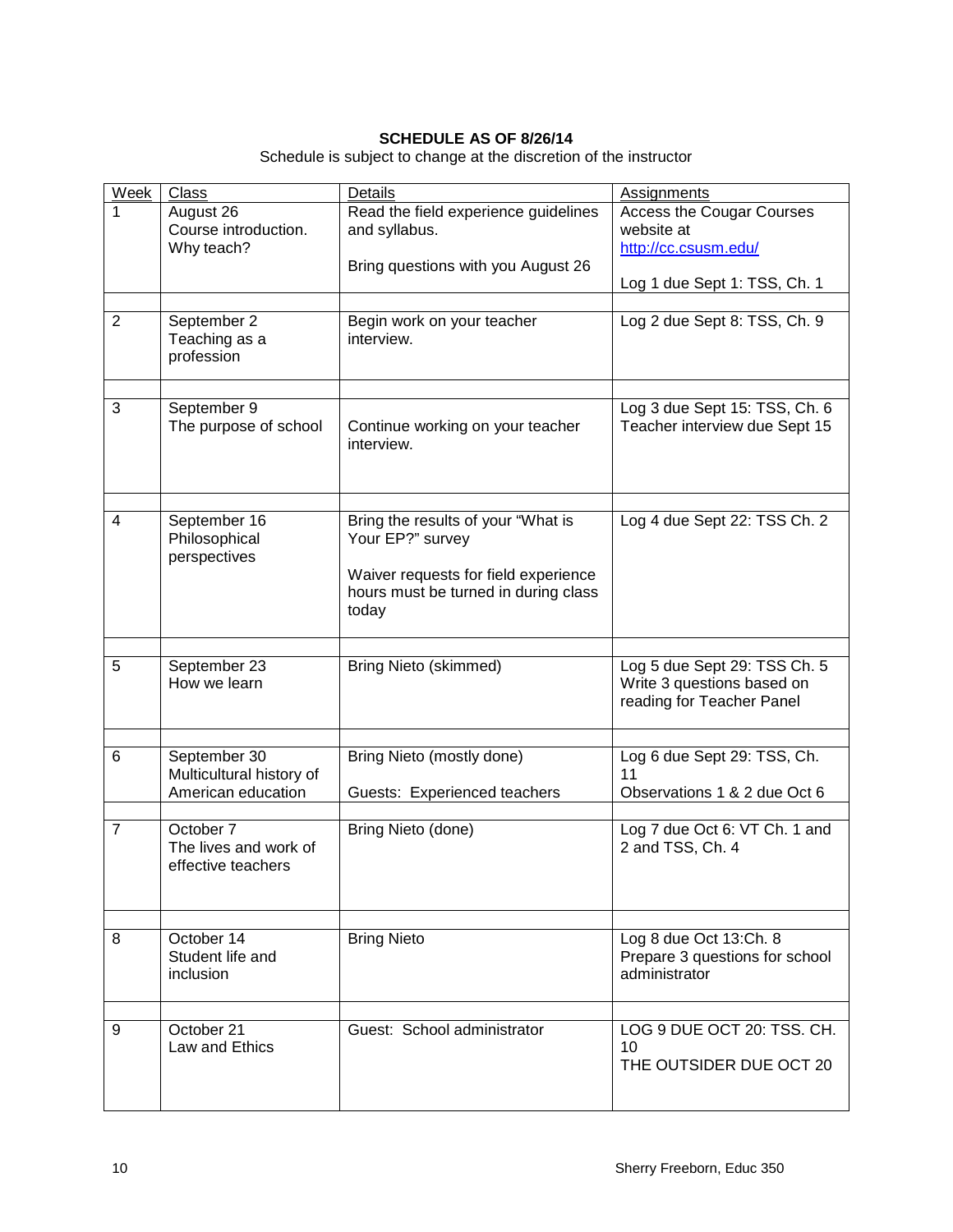**SCHEDULE AS OF 8/26/14**

Schedule is subject to change at the discretion of the instructor

| Week | Class | Details | Assignments |
|---|---|---|---|
| 1 | August 26<br>Course introduction.<br>Why teach? | Read the field experience guidelines and syllabus.<br><br>Bring questions with you August 26 | Access the Cougar Courses website at [http://cc.csusm.edu/](http://cc.csusm.edu/)<br><br>Log 1 due Sept 1: TSS, Ch. 1 |
| 2 | September 2<br>Teaching as a profession | Begin work on your teacher interview. | Log 2 due Sept 8: TSS, Ch. 9 |
| 3 | September 9<br>The purpose of school | Continue working on your teacher interview. | Log 3 due Sept 15: TSS, Ch. 6<br>Teacher interview due Sept 15 |
| 4 | September 16<br>Philosophical perspectives | Bring the results of your "What is Your EP?" survey<br><br>Waiver requests for field experience hours must be turned in during class today | Log 4 due Sept 22: TSS Ch. 2 |
| 5 | September 23<br>How we learn | Bring Nieto (skimmed) | Log 5 due Sept 29: TSS Ch. 5<br>Write 3 questions based on reading for Teacher Panel |
| 6 | September 30<br>Multicultural history of American education | Bring Nieto (mostly done)<br><br>Guests: Experienced teachers | Log 6 due Sept 29: TSS, Ch. 11<br>Observations 1 & 2 due Oct 6 |
| 7 | October 7<br>The lives and work of effective teachers | Bring Nieto (done) | Log 7 due Oct 6: VT Ch. 1 and 2 and TSS, Ch. 4 |
| 8 | October 14<br>Student life and inclusion | Bring Nieto | Log 8 due Oct 13:Ch. 8<br>Prepare 3 questions for school administrator |
| 9 | October 21<br>Law and Ethics | Guest: School administrator | LOG 9 DUE OCT 20: TSS. CH. 10<br>THE OUTSIDER DUE OCT 20 |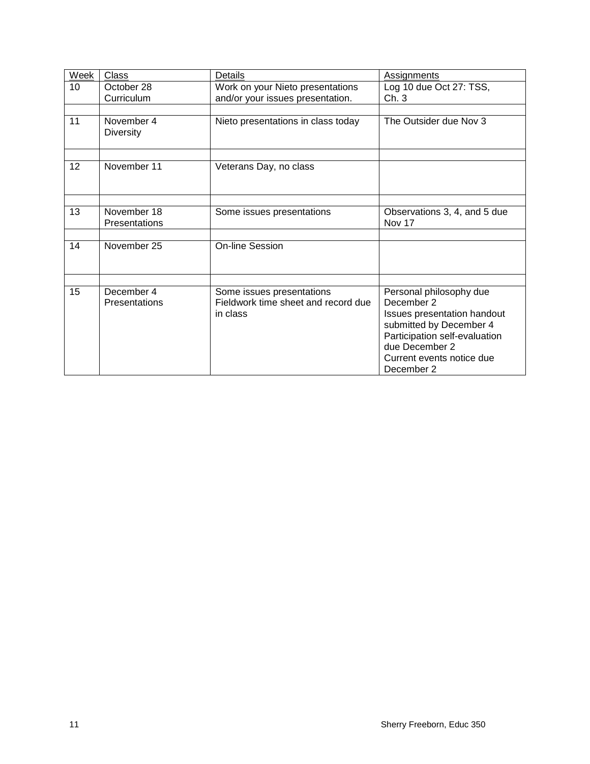| Week | Class | Details | Assignments |
|---|---|---|---|
| 10 | October 28<br>Curriculum | Work on your Nieto presentations and/or your issues presentation. | Log 10 due Oct 27: TSS, Ch. 3 |
| | | | |
| 11 | November 4<br>Diversity | Nieto presentations in class today | The Outsider due Nov 3 |
| | | | |
| 12 | November 11 | Veterans Day, no class | |
| | | | |
| 13 | November 18<br>Presentations | Some issues presentations | Observations 3, 4, and 5 due Nov 17 |
| | | | |
| 14 | November 25 | On-line Session | |
| | | | |
| 15 | December 4<br>Presentations | Some issues presentations<br>Fieldwork time sheet and record due in class | Personal philosophy due December 2<br>Issues presentation handout submitted by December 4<br>Participation self-evaluation due December 2<br>Current events notice due December 2 |